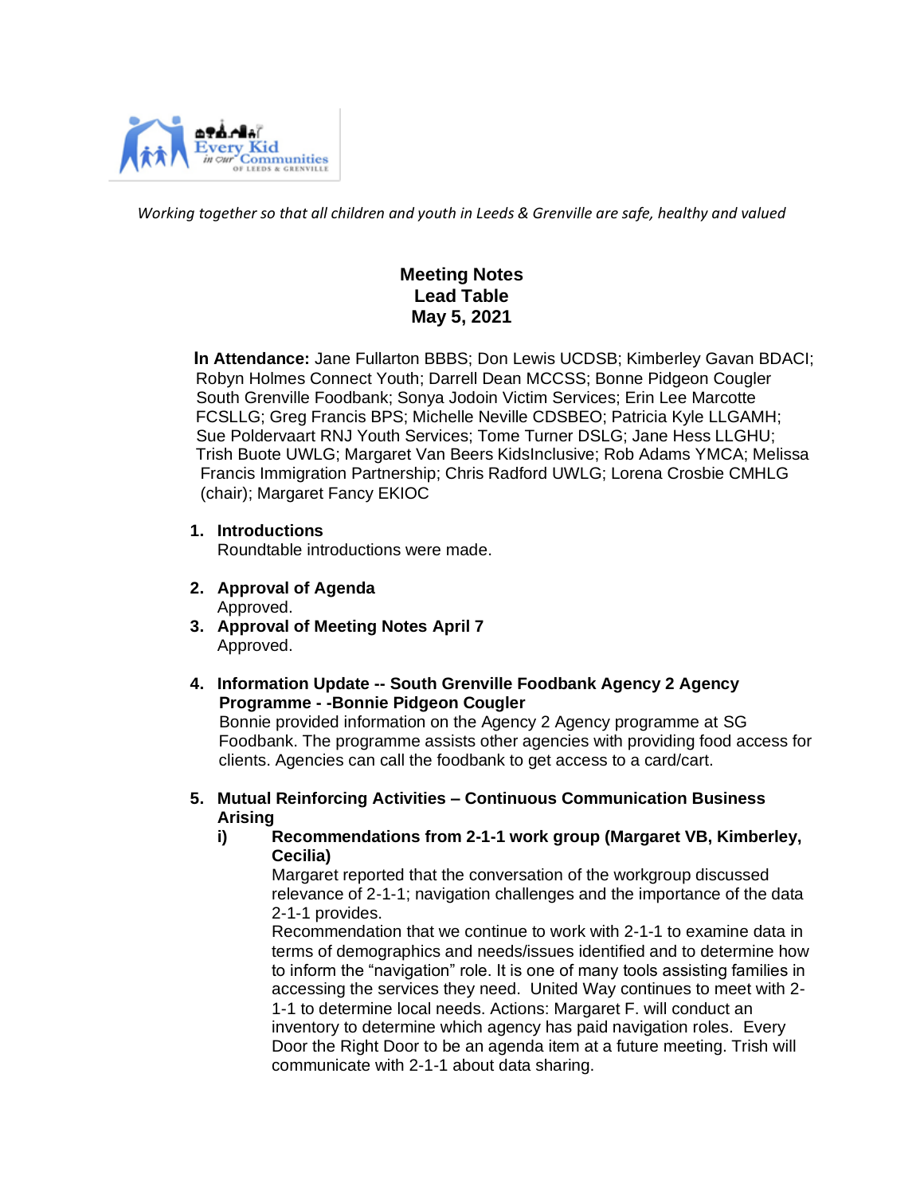*Working together so that all children and youth in Leeds & Grenville are safe, healthy and valued*

# Meeting Notes
## Lead Table
## May 5, 2021

**In Attendance:** Jane Fullarton BBBS; Don Lewis UCDSB; Kimberley Gavan BDACI; Robyn Holmes Connect Youth; Darrell Dean MCCSS; Bonne Pidgeon Cougler South Grenville Foodbank; Sonya Jodoin Victim Services; Erin Lee Marcotte FCSLLG; Greg Francis BPS; Michelle Neville CDSBEO; Patricia Kyle LLGAMH; Sue Poldervaart RNJ Youth Services; Tome Turner DSLG; Jane Hess LLGHU; Trish Buote UWLG; Margaret Van Beers KidsInclusive; Rob Adams YMCA; Melissa Francis Immigration Partnership; Chris Radford UWLG; Lorena Crosbie CMHLG (chair); Margaret Fancy EKIOC

1. **Introductions**
   Roundtable introductions were made.

2. **Approval of Agenda**
   Approved.

3. **Approval of Meeting Notes April 7**
   Approved.

4. **Information Update -- South Grenville Foodbank Agency 2 Agency Programme - -Bonnie Pidgeon Cougler**
   Bonnie provided information on the Agency 2 Agency programme at SG Foodbank. The programme assists other agencies with providing food access for clients. Agencies can call the foodbank to get access to a card/cart.

5. **Mutual Reinforcing Activities – Continuous Communication Business Arising**

   i) **Recommendations from 2-1-1 work group (Margaret VB, Kimberley, Cecilia)**
   Margaret reported that the conversation of the workgroup discussed relevance of 2-1-1; navigation challenges and the importance of the data 2-1-1 provides.
   Recommendation that we continue to work with 2-1-1 to examine data in terms of demographics and needs/issues identified and to determine how to inform the "navigation" role. It is one of many tools assisting families in accessing the services they need. United Way continues to meet with 2-1-1 to determine local needs. Actions: Margaret F. will conduct an inventory to determine which agency has paid navigation roles. Every Door the Right Door to be an agenda item at a future meeting. Trish will communicate with 2-1-1 about data sharing.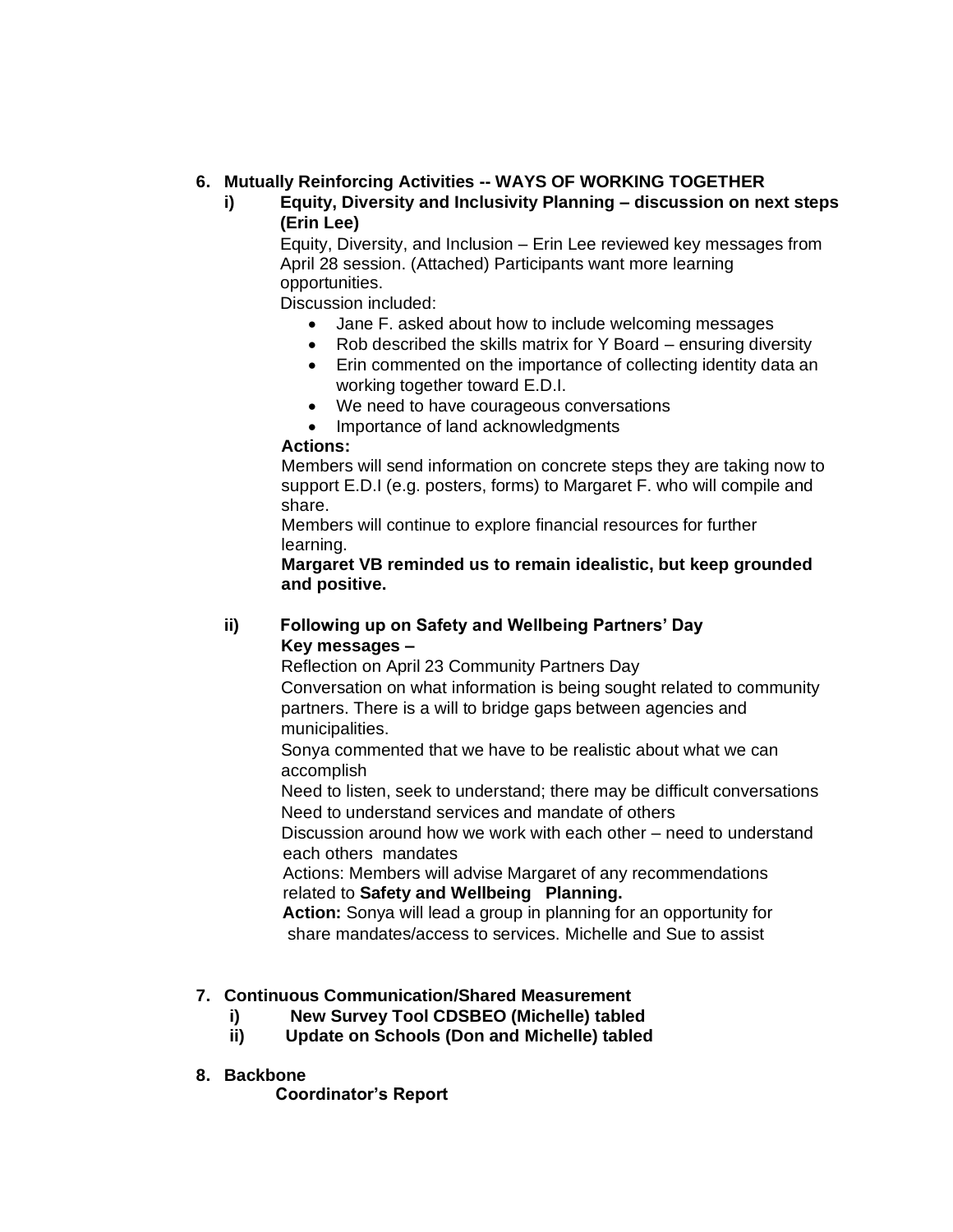6. **Mutually Reinforcing Activities -- WAYS OF WORKING TOGETHER**

   i) **Equity, Diversity and Inclusivity Planning – discussion on next steps (Erin Lee)**

   Equity, Diversity, and Inclusion – Erin Lee reviewed key messages from April 28 session. (Attached) Participants want more learning opportunities.

   Discussion included:

   - Jane F. asked about how to include welcoming messages
   - Rob described the skills matrix for Y Board – ensuring diversity
   - Erin commented on the importance of collecting identity data an working together toward E.D.I.
   - We need to have courageous conversations
   - Importance of land acknowledgments

   **Actions:**

   Members will send information on concrete steps they are taking now to support E.D.I (e.g. posters, forms) to Margaret F. who will compile and share.

   Members will continue to explore financial resources for further learning.

   **Margaret VB reminded us to remain idealistic, but keep grounded and positive.**

   ii) **Following up on Safety and Wellbeing Partners' Day**

   **Key messages –**

   Reflection on April 23 Community Partners Day

   Conversation on what information is being sought related to community partners. There is a will to bridge gaps between agencies and municipalities.

   Sonya commented that we have to be realistic about what we can accomplish

   Need to listen, seek to understand; there may be difficult conversations

   Need to understand services and mandate of others

   Discussion around how we work with each other – need to understand each others mandates

   Actions: Members will advise Margaret of any recommendations related to **Safety and Wellbeing Planning.**

   **Action:** Sonya will lead a group in planning for an opportunity for share mandates/access to services. Michelle and Sue to assist

7. **Continuous Communication/Shared Measurement**

   i) **New Survey Tool CDSBEO (Michelle) tabled**

   ii) **Update on Schools (Don and Michelle) tabled**

8. **Backbone**

   **Coordinator's Report**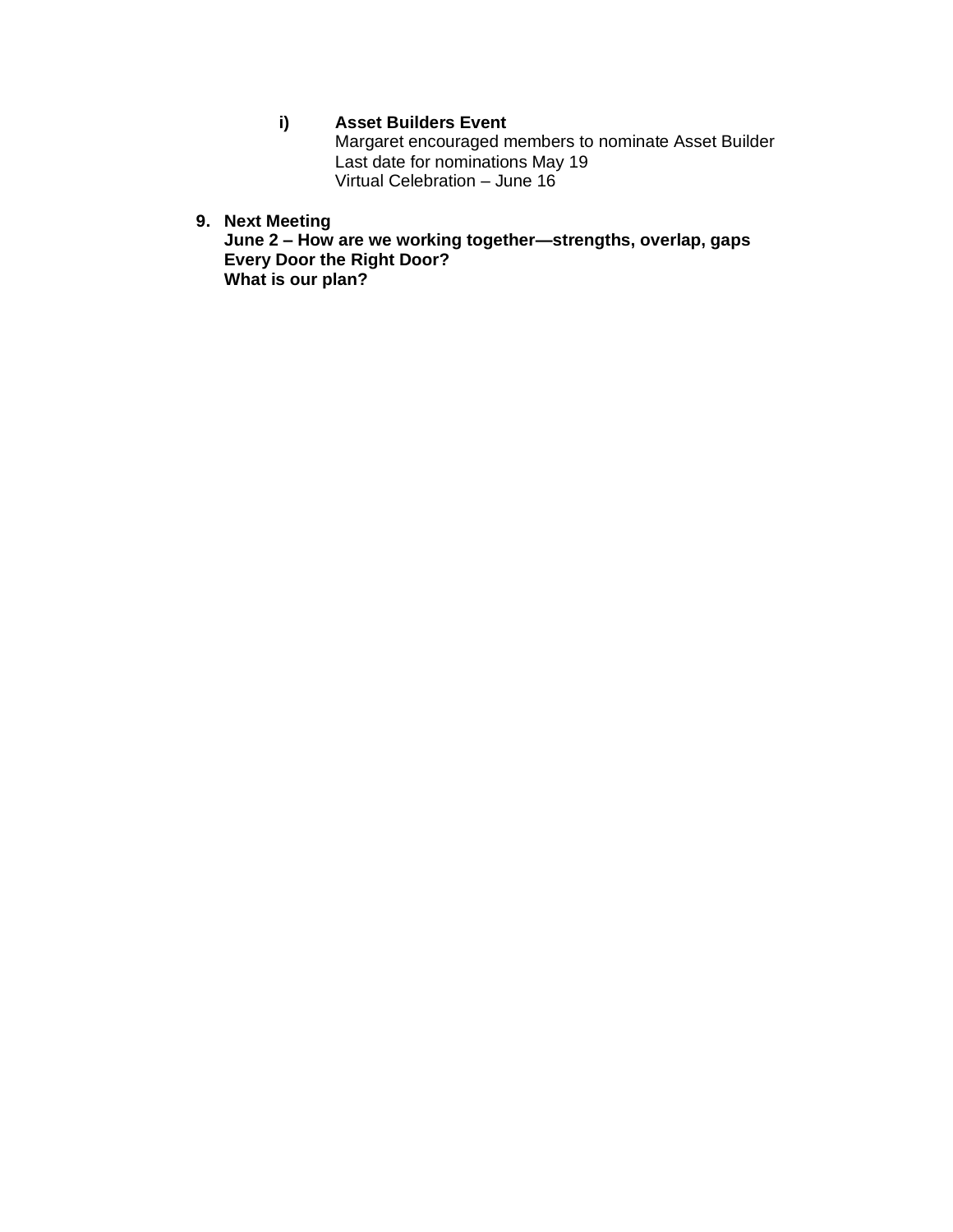i) **Asset Builders Event**
   Margaret encouraged members to nominate Asset Builder
   Last date for nominations May 19
   Virtual Celebration – June 16

9. **Next Meeting**
   **June 2 – How are we working together—strengths, overlap, gaps**
   **Every Door the Right Door?**
   **What is our plan?**